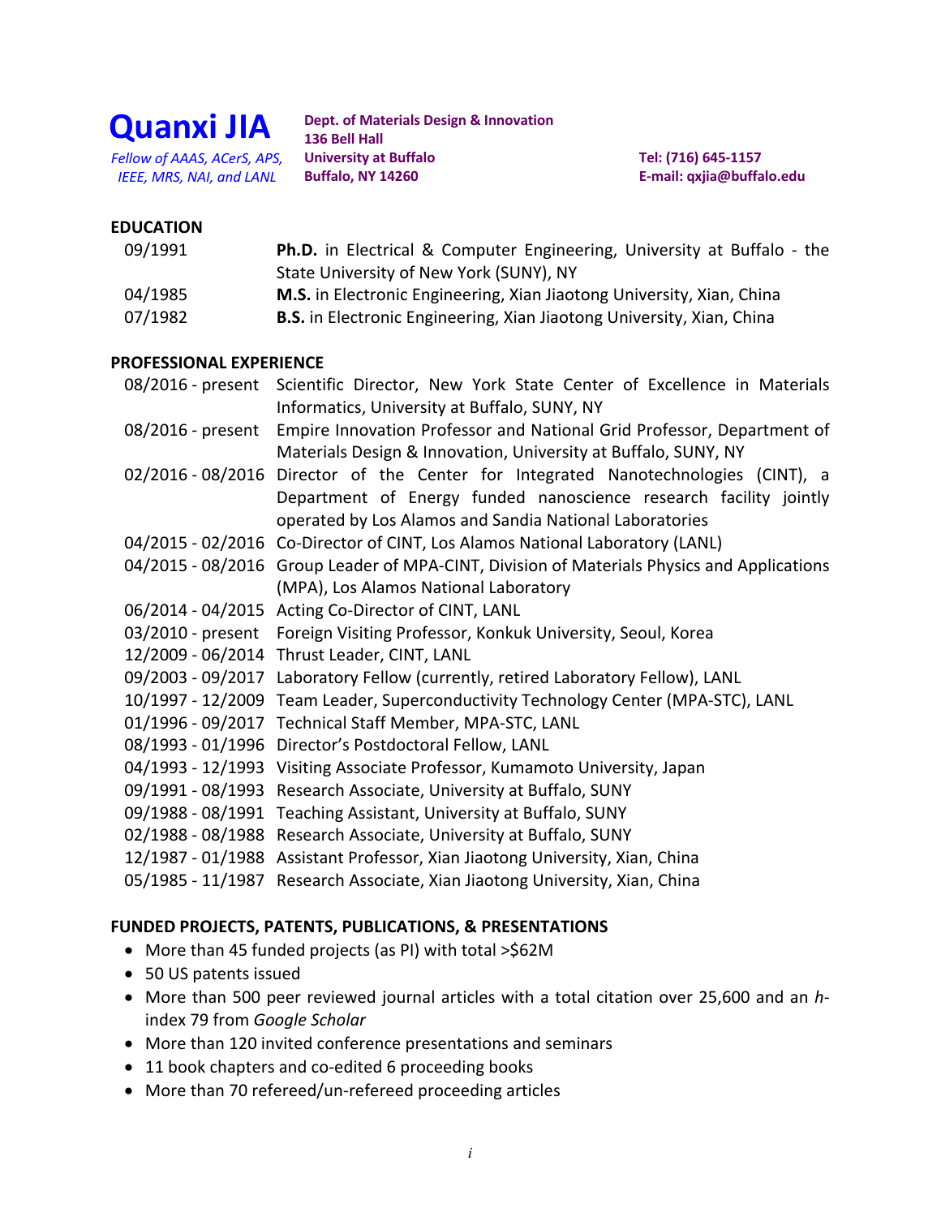# Quanxi JIA

*Fellow of AAAS, ACerS, APS, IEEE, MRS, NAI, and LANL*

**Dept. of Materials Design & Innovation**
**136 Bell Hall**
**University at Buffalo**
**Buffalo, NY 14260**

**Tel: (716) 645-1157**
**E-mail: qxjia@buffalo.edu**

## EDUCATION

| | |
|---|---|
| 09/1991 | **Ph.D.** in Electrical & Computer Engineering, University at Buffalo - the State University of New York (SUNY), NY |
| 04/1985 | **M.S.** in Electronic Engineering, Xian Jiaotong University, Xian, China |
| 07/1982 | **B.S.** in Electronic Engineering, Xian Jiaotong University, Xian, China |

## PROFESSIONAL EXPERIENCE

| | |
|---|---|
| 08/2016 - present | Scientific Director, New York State Center of Excellence in Materials Informatics, University at Buffalo, SUNY, NY |
| 08/2016 - present | Empire Innovation Professor and National Grid Professor, Department of Materials Design & Innovation, University at Buffalo, SUNY, NY |
| 02/2016 - 08/2016 | Director of the Center for Integrated Nanotechnologies (CINT), a Department of Energy funded nanoscience research facility jointly operated by Los Alamos and Sandia National Laboratories |
| 04/2015 - 02/2016 | Co-Director of CINT, Los Alamos National Laboratory (LANL) |
| 04/2015 - 08/2016 | Group Leader of MPA-CINT, Division of Materials Physics and Applications (MPA), Los Alamos National Laboratory |
| 06/2014 - 04/2015 | Acting Co-Director of CINT, LANL |
| 03/2010 - present | Foreign Visiting Professor, Konkuk University, Seoul, Korea |
| 12/2009 - 06/2014 | Thrust Leader, CINT, LANL |
| 09/2003 - 09/2017 | Laboratory Fellow (currently, retired Laboratory Fellow), LANL |
| 10/1997 - 12/2009 | Team Leader, Superconductivity Technology Center (MPA-STC), LANL |
| 01/1996 - 09/2017 | Technical Staff Member, MPA-STC, LANL |
| 08/1993 - 01/1996 | Director's Postdoctoral Fellow, LANL |
| 04/1993 - 12/1993 | Visiting Associate Professor, Kumamoto University, Japan |
| 09/1991 - 08/1993 | Research Associate, University at Buffalo, SUNY |
| 09/1988 - 08/1991 | Teaching Assistant, University at Buffalo, SUNY |
| 02/1988 - 08/1988 | Research Associate, University at Buffalo, SUNY |
| 12/1987 - 01/1988 | Assistant Professor, Xian Jiaotong University, Xian, China |
| 05/1985 - 11/1987 | Research Associate, Xian Jiaotong University, Xian, China |

## FUNDED PROJECTS, PATENTS, PUBLICATIONS, & PRESENTATIONS

- More than 45 funded projects (as PI) with total >$62M
- 50 US patents issued
- More than 500 peer reviewed journal articles with a total citation over 25,600 and an *h*-index 79 from *Google Scholar*
- More than 120 invited conference presentations and seminars
- 11 book chapters and co-edited 6 proceeding books
- More than 70 refereed/un-refereed proceeding articles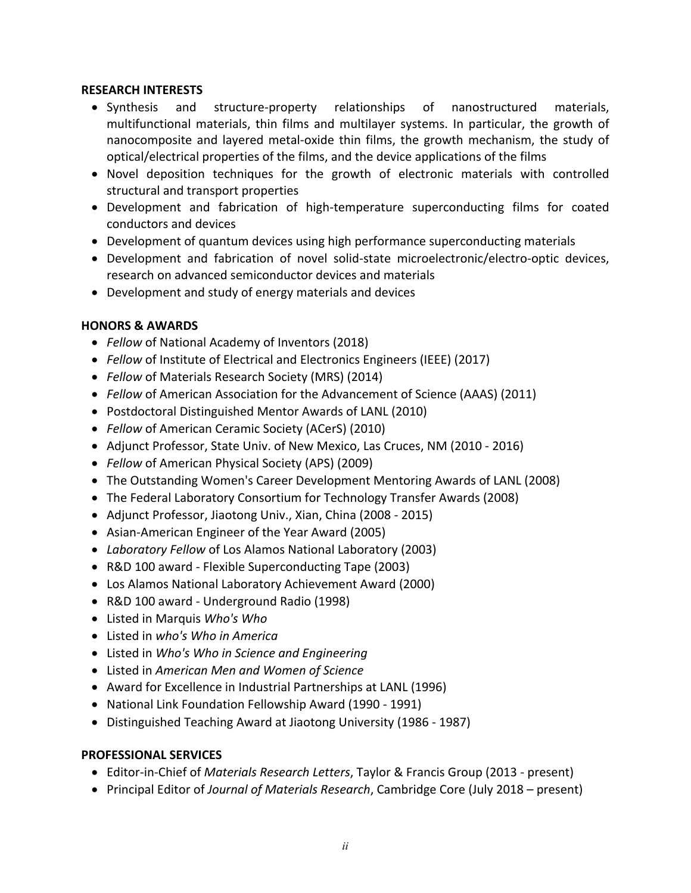**RESEARCH INTERESTS**

- Synthesis and structure-property relationships of nanostructured materials, multifunctional materials, thin films and multilayer systems. In particular, the growth of nanocomposite and layered metal-oxide thin films, the growth mechanism, the study of optical/electrical properties of the films, and the device applications of the films
- Novel deposition techniques for the growth of electronic materials with controlled structural and transport properties
- Development and fabrication of high-temperature superconducting films for coated conductors and devices
- Development of quantum devices using high performance superconducting materials
- Development and fabrication of novel solid-state microelectronic/electro-optic devices, research on advanced semiconductor devices and materials
- Development and study of energy materials and devices

**HONORS & AWARDS**

- *Fellow* of National Academy of Inventors (2018)
- *Fellow* of Institute of Electrical and Electronics Engineers (IEEE) (2017)
- *Fellow* of Materials Research Society (MRS) (2014)
- *Fellow* of American Association for the Advancement of Science (AAAS) (2011)
- Postdoctoral Distinguished Mentor Awards of LANL (2010)
- *Fellow* of American Ceramic Society (ACerS) (2010)
- Adjunct Professor, State Univ. of New Mexico, Las Cruces, NM (2010 - 2016)
- *Fellow* of American Physical Society (APS) (2009)
- The Outstanding Women's Career Development Mentoring Awards of LANL (2008)
- The Federal Laboratory Consortium for Technology Transfer Awards (2008)
- Adjunct Professor, Jiaotong Univ., Xian, China (2008 - 2015)
- Asian-American Engineer of the Year Award (2005)
- *Laboratory Fellow* of Los Alamos National Laboratory (2003)
- R&D 100 award - Flexible Superconducting Tape (2003)
- Los Alamos National Laboratory Achievement Award (2000)
- R&D 100 award - Underground Radio (1998)
- Listed in Marquis *Who's Who*
- Listed in *who's Who in America*
- Listed in *Who's Who in Science and Engineering*
- Listed in *American Men and Women of Science*
- Award for Excellence in Industrial Partnerships at LANL (1996)
- National Link Foundation Fellowship Award (1990 - 1991)
- Distinguished Teaching Award at Jiaotong University (1986 - 1987)

**PROFESSIONAL SERVICES**

- Editor-in-Chief of *Materials Research Letters*, Taylor & Francis Group (2013 - present)
- Principal Editor of *Journal of Materials Research*, Cambridge Core (July 2018 – present)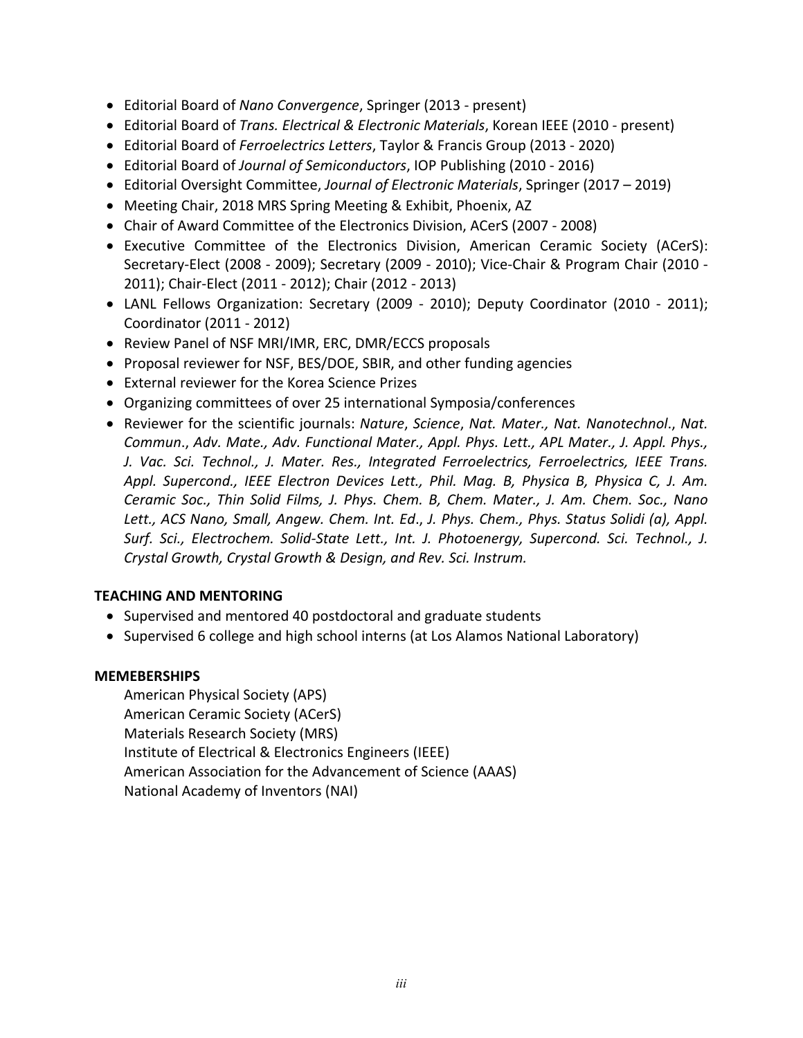- Editorial Board of *Nano Convergence*, Springer (2013 - present)
- Editorial Board of *Trans. Electrical & Electronic Materials*, Korean IEEE (2010 - present)
- Editorial Board of *Ferroelectrics Letters*, Taylor & Francis Group (2013 - 2020)
- Editorial Board of *Journal of Semiconductors*, IOP Publishing (2010 - 2016)
- Editorial Oversight Committee, *Journal of Electronic Materials*, Springer (2017 – 2019)
- Meeting Chair, 2018 MRS Spring Meeting & Exhibit, Phoenix, AZ
- Chair of Award Committee of the Electronics Division, ACerS (2007 - 2008)
- Executive Committee of the Electronics Division, American Ceramic Society (ACerS): Secretary-Elect (2008 - 2009); Secretary (2009 - 2010); Vice-Chair & Program Chair (2010 - 2011); Chair-Elect (2011 - 2012); Chair (2012 - 2013)
- LANL Fellows Organization: Secretary (2009 - 2010); Deputy Coordinator (2010 - 2011); Coordinator (2011 - 2012)
- Review Panel of NSF MRI/IMR, ERC, DMR/ECCS proposals
- Proposal reviewer for NSF, BES/DOE, SBIR, and other funding agencies
- External reviewer for the Korea Science Prizes
- Organizing committees of over 25 international Symposia/conferences
- Reviewer for the scientific journals: *Nature*, *Science*, *Nat. Mater., Nat. Nanotechnol*., *Nat. Commun*., *Adv. Mate., Adv. Functional Mater., Appl. Phys. Lett., APL Mater., J. Appl. Phys., J. Vac. Sci. Technol., J. Mater. Res., Integrated Ferroelectrics, Ferroelectrics, IEEE Trans. Appl. Supercond., IEEE Electron Devices Lett., Phil. Mag. B, Physica B, Physica C, J. Am. Ceramic Soc., Thin Solid Films, J. Phys. Chem. B, Chem. Mater., J. Am. Chem. Soc., Nano Lett., ACS Nano, Small, Angew. Chem. Int. Ed*., *J. Phys. Chem., Phys. Status Solidi (a), Appl. Surf. Sci., Electrochem. Solid-State Lett., Int. J. Photoenergy, Supercond. Sci. Technol., J. Crystal Growth, Crystal Growth & Design, and Rev. Sci. Instrum.*

**TEACHING AND MENTORING**

- Supervised and mentored 40 postdoctoral and graduate students
- Supervised 6 college and high school interns (at Los Alamos National Laboratory)

**MEMEBERSHIPS**

American Physical Society (APS)
American Ceramic Society (ACerS)
Materials Research Society (MRS)
Institute of Electrical & Electronics Engineers (IEEE)
American Association for the Advancement of Science (AAAS)
National Academy of Inventors (NAI)